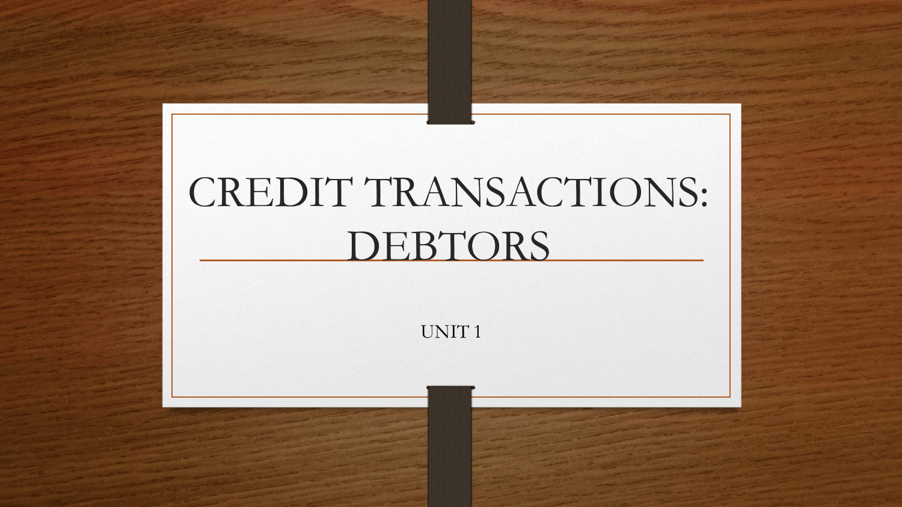# CREDIT TRANSACTIONS: DEBTORS

UNIT 1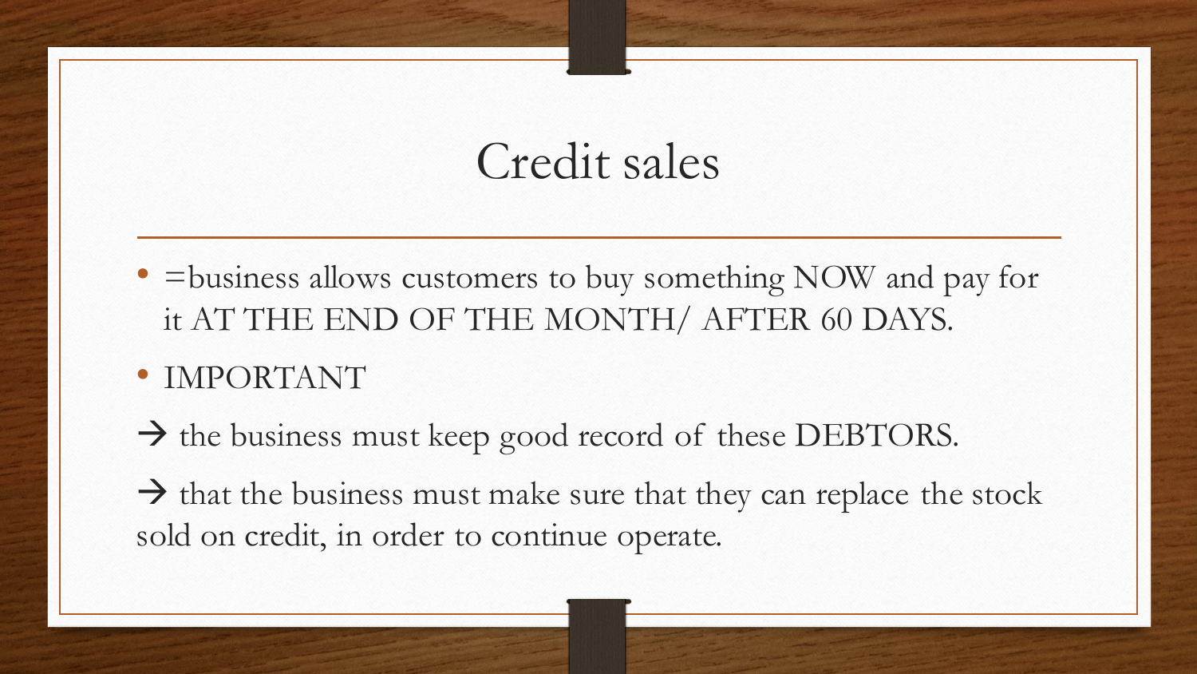# Credit sales

- =business allows customers to buy something NOW and pay for it AT THE END OF THE MONTH/ AFTER 60 DAYS.
- IMPORTANT

→ the business must keep good record of these DEBTORS.

→ that the business must make sure that they can replace the stock sold on credit, in order to continue operate.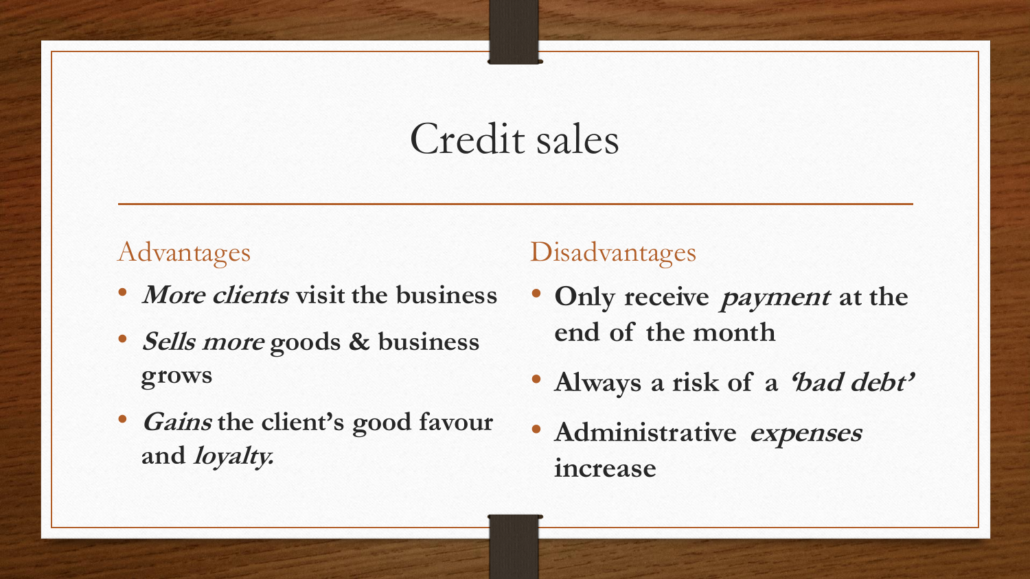# Credit sales

## Advantages

- ***More clients*** **visit the business**
- ***Sells more*** **goods & business grows**
- ***Gains*** **the client's good favour and** ***loyalty.***

## Disadvantages

- **Only receive** ***payment*** **at the end of the month**
- **Always a risk of a** ***'bad debt'***
- **Administrative** ***expenses*** **increase**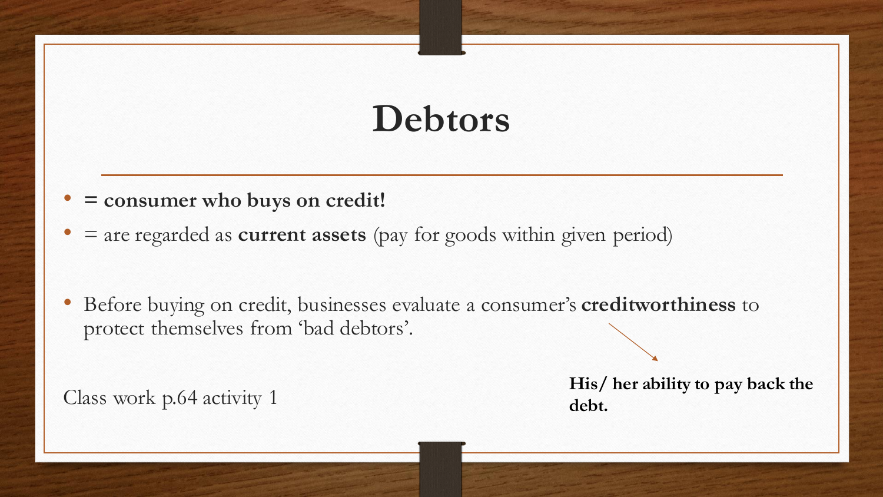# Debtors

- **= consumer who buys on credit!**
- = are regarded as **current assets** (pay for goods within given period)

- Before buying on credit, businesses evaluate a consumer's **creditworthiness** to protect themselves from 'bad debtors'.

**His/ her ability to pay back the debt.**

Class work p.64 activity 1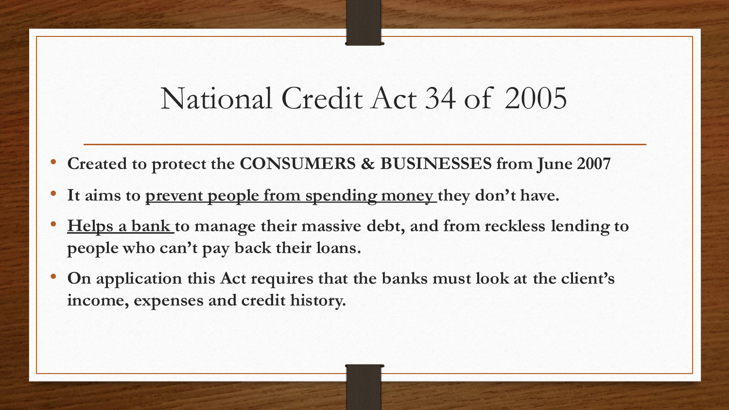# National Credit Act 34 of 2005

- **Created to protect the CONSUMERS & BUSINESSES from June 2007**
- **It aims to <u>prevent people from spending money</u> they don't have.**
- **<u>Helps a bank</u> to manage their massive debt, and from reckless lending to people who can't pay back their loans.**
- **On application this Act requires that the banks must look at the client's income, expenses and credit history.**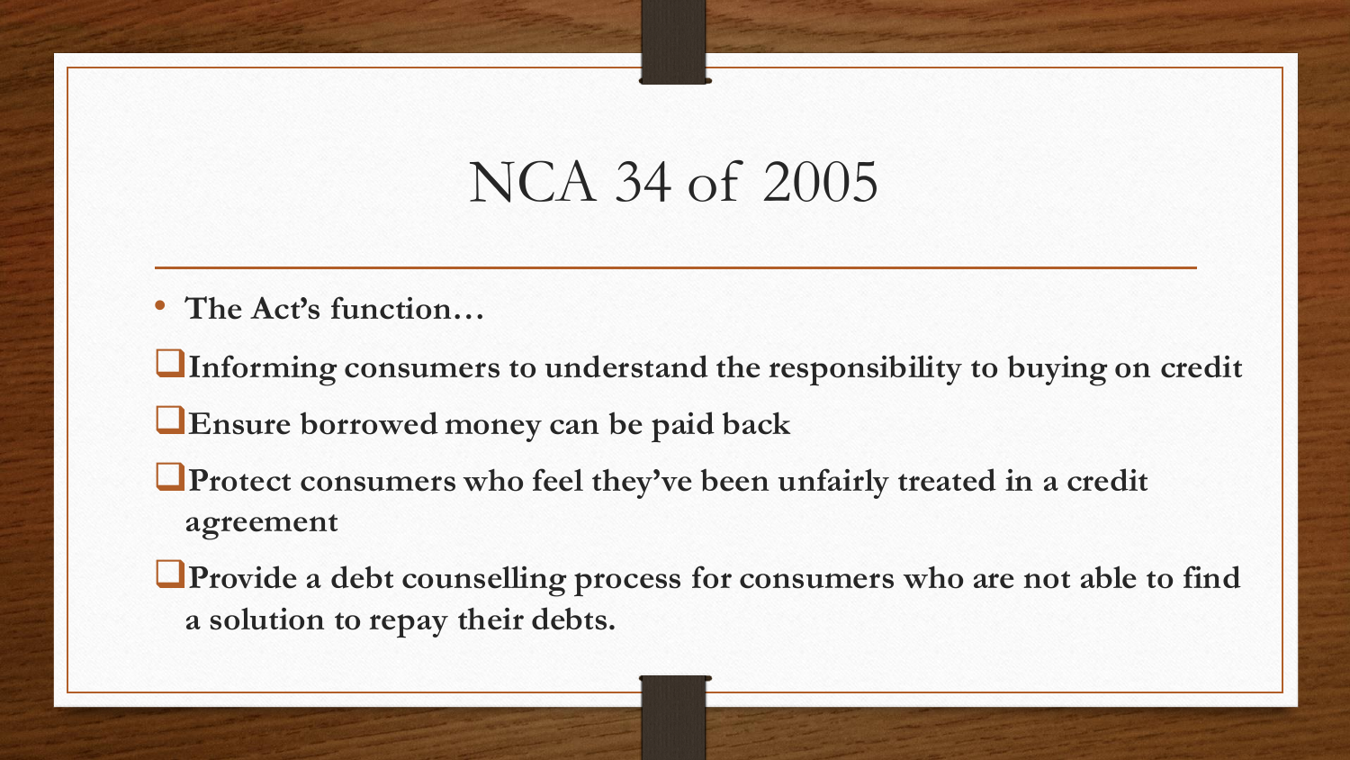# NCA 34 of 2005

- **The Act's function…**

- **Informing consumers to understand the responsibility to buying on credit**
- **Ensure borrowed money can be paid back**
- **Protect consumers who feel they've been unfairly treated in a credit agreement**
- **Provide a debt counselling process for consumers who are not able to find a solution to repay their debts.**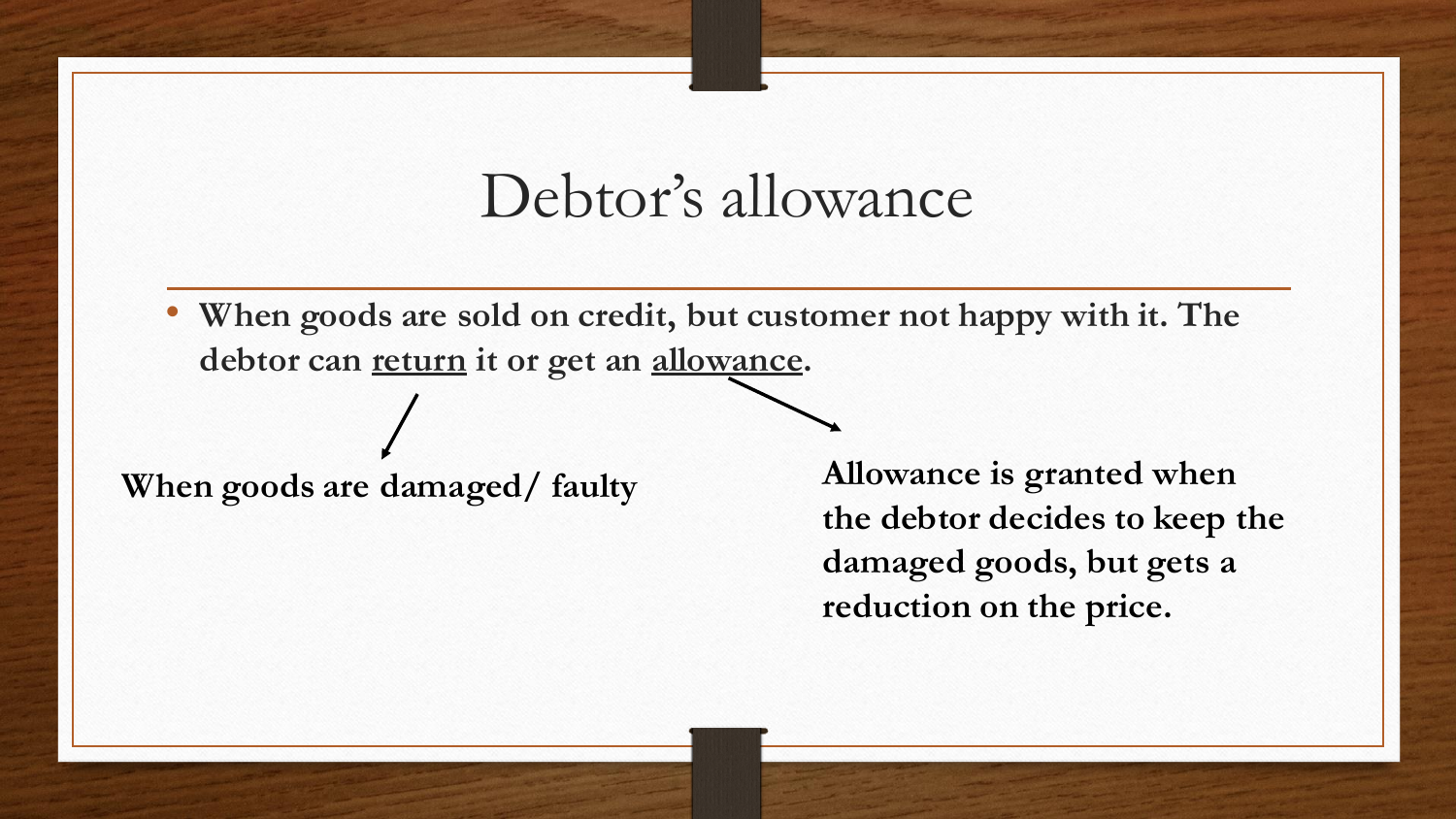# Debtor's allowance

- **When goods are sold on credit, but customer not happy with it. The debtor can <u>return</u> it or get an <u>allowance</u>.**

**When goods are damaged/ faulty**

**Allowance is granted when the debtor decides to keep the damaged goods, but gets a reduction on the price.**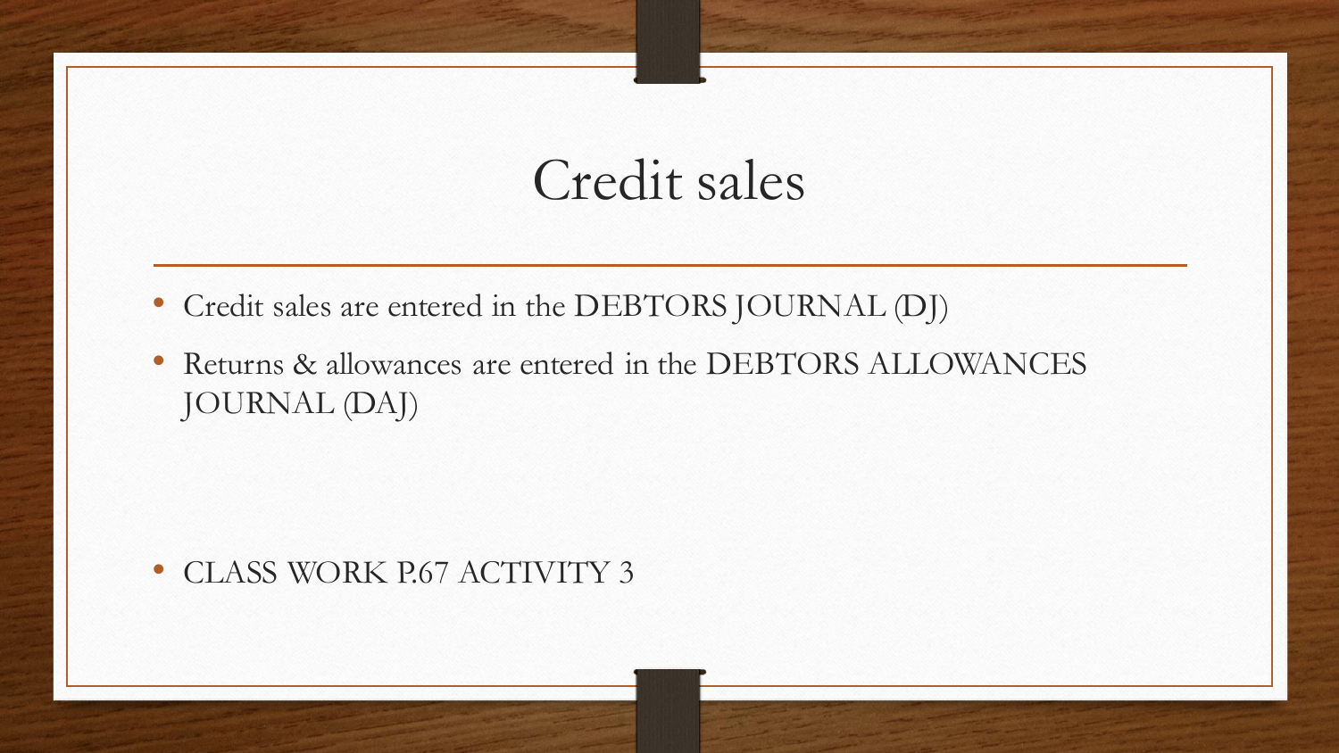# Credit sales

- Credit sales are entered in the DEBTORS JOURNAL (DJ)
- Returns & allowances are entered in the DEBTORS ALLOWANCES JOURNAL (DAJ)

- CLASS WORK P.67 ACTIVITY 3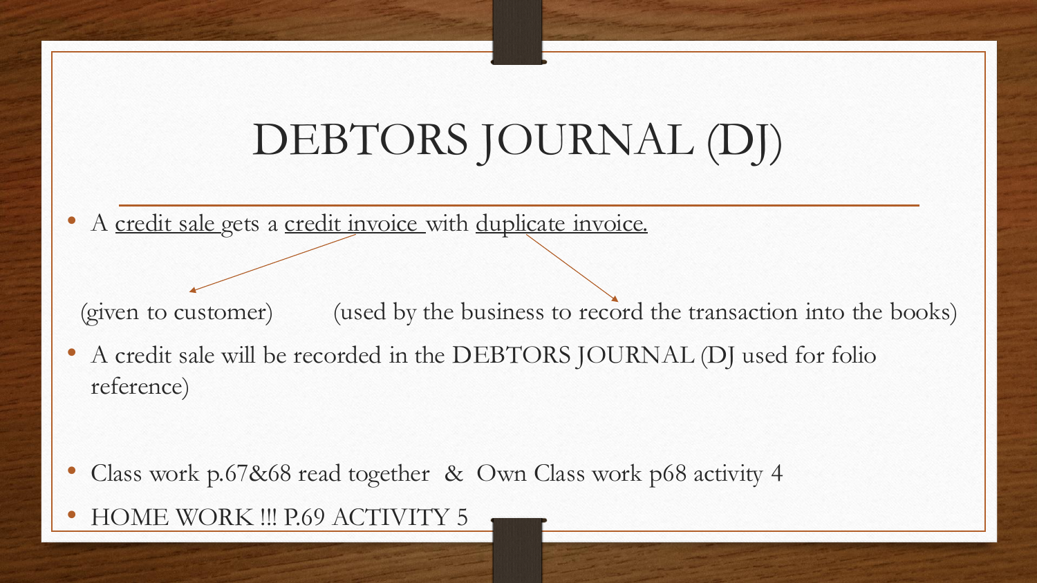# DEBTORS JOURNAL (DJ)

- A credit sale gets a credit invoice with duplicate invoice.

(given to customer) (used by the business to record the transaction into the books)

- A credit sale will be recorded in the DEBTORS JOURNAL (DJ used for folio reference)

- Class work p.67&68 read together & Own Class work p68 activity 4
- HOME WORK !!! P.69 ACTIVITY 5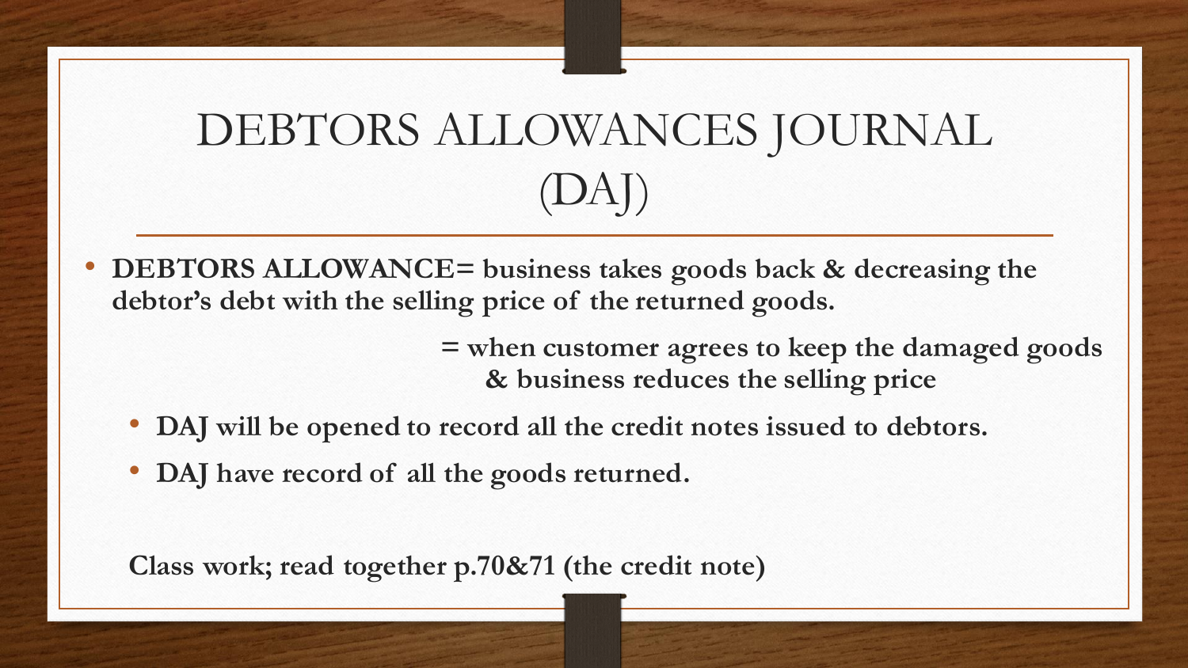# DEBTORS ALLOWANCES JOURNAL (DAJ)

- **DEBTORS ALLOWANCE= business takes goods back & decreasing the debtor's debt with the selling price of the returned goods.**

  **= when customer agrees to keep the damaged goods & business reduces the selling price**

  - **DAJ will be opened to record all the credit notes issued to debtors.**
  - **DAJ have record of all the goods returned.**

**Class work; read together p.70&71 (the credit note)**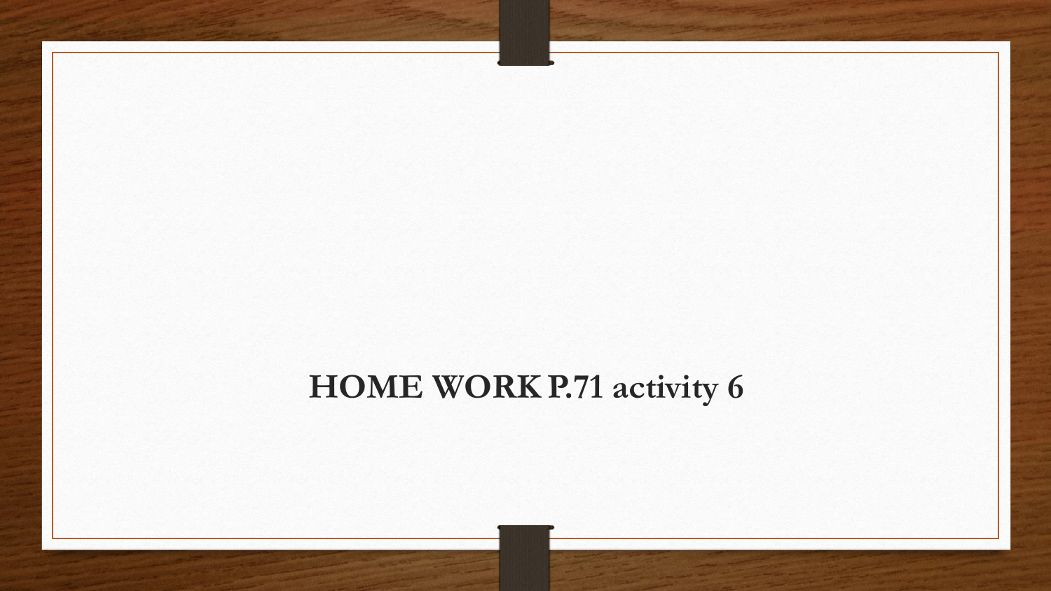**HOME WORK P.71 activity 6**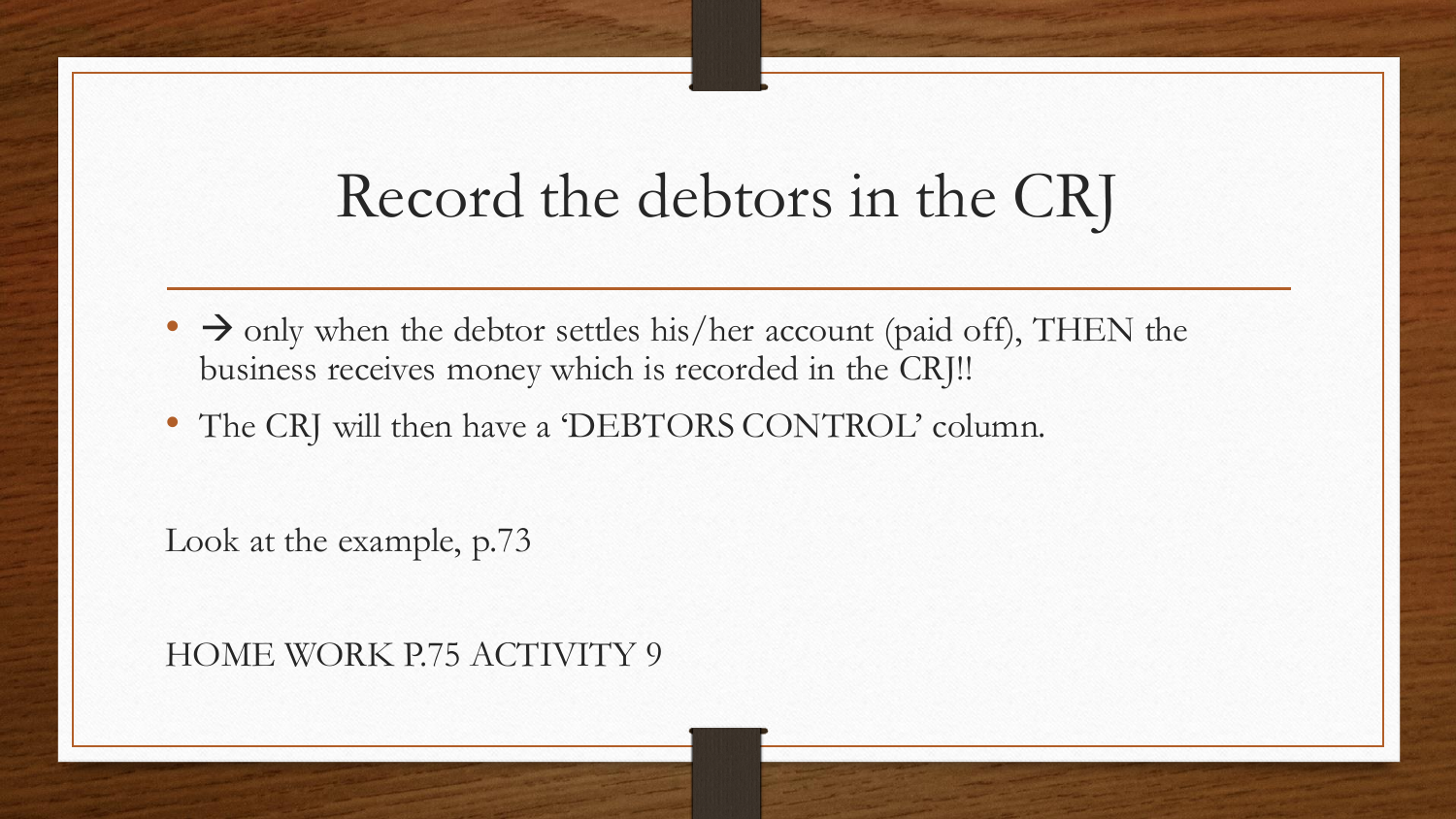# Record the debtors in the CRJ

- → only when the debtor settles his/her account (paid off), THEN the business receives money which is recorded in the CRJ!!
- The CRJ will then have a 'DEBTORS CONTROL' column.

Look at the example, p.73

HOME WORK P.75 ACTIVITY 9